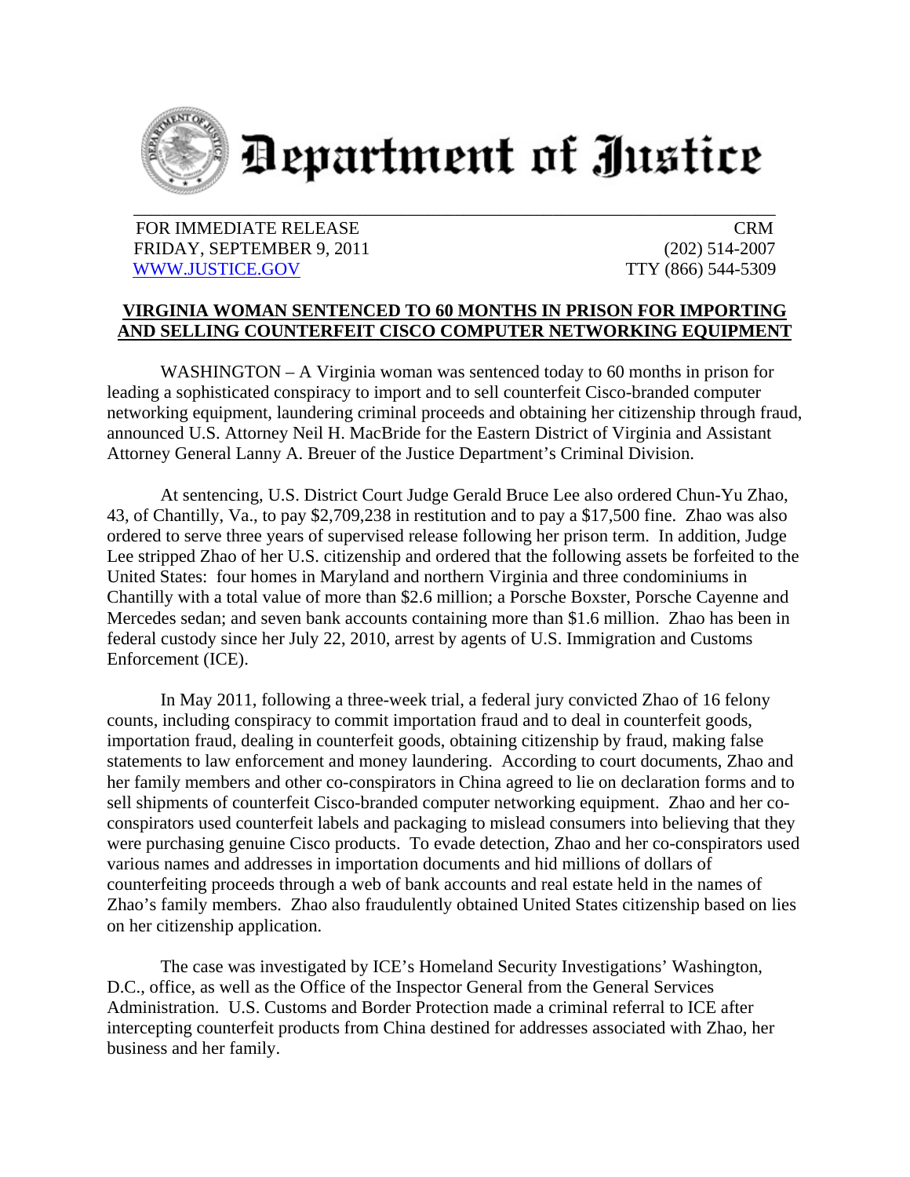# Department of Justice

FOR IMMEDIATE RELEASE
FRIDAY, SEPTEMBER 9, 2011
WWW.JUSTICE.GOV

CRM
(202) 514-2007
TTY (866) 544-5309

## VIRGINIA WOMAN SENTENCED TO 60 MONTHS IN PRISON FOR IMPORTING AND SELLING COUNTERFEIT CISCO COMPUTER NETWORKING EQUIPMENT

WASHINGTON – A Virginia woman was sentenced today to 60 months in prison for leading a sophisticated conspiracy to import and to sell counterfeit Cisco-branded computer networking equipment, laundering criminal proceeds and obtaining her citizenship through fraud, announced U.S. Attorney Neil H. MacBride for the Eastern District of Virginia and Assistant Attorney General Lanny A. Breuer of the Justice Department's Criminal Division.

At sentencing, U.S. District Court Judge Gerald Bruce Lee also ordered Chun-Yu Zhao, 43, of Chantilly, Va., to pay $2,709,238 in restitution and to pay a $17,500 fine. Zhao was also ordered to serve three years of supervised release following her prison term. In addition, Judge Lee stripped Zhao of her U.S. citizenship and ordered that the following assets be forfeited to the United States: four homes in Maryland and northern Virginia and three condominiums in Chantilly with a total value of more than $2.6 million; a Porsche Boxster, Porsche Cayenne and Mercedes sedan; and seven bank accounts containing more than $1.6 million. Zhao has been in federal custody since her July 22, 2010, arrest by agents of U.S. Immigration and Customs Enforcement (ICE).

In May 2011, following a three-week trial, a federal jury convicted Zhao of 16 felony counts, including conspiracy to commit importation fraud and to deal in counterfeit goods, importation fraud, dealing in counterfeit goods, obtaining citizenship by fraud, making false statements to law enforcement and money laundering. According to court documents, Zhao and her family members and other co-conspirators in China agreed to lie on declaration forms and to sell shipments of counterfeit Cisco-branded computer networking equipment. Zhao and her co-conspirators used counterfeit labels and packaging to mislead consumers into believing that they were purchasing genuine Cisco products. To evade detection, Zhao and her co-conspirators used various names and addresses in importation documents and hid millions of dollars of counterfeiting proceeds through a web of bank accounts and real estate held in the names of Zhao's family members. Zhao also fraudulently obtained United States citizenship based on lies on her citizenship application.

The case was investigated by ICE's Homeland Security Investigations' Washington, D.C., office, as well as the Office of the Inspector General from the General Services Administration. U.S. Customs and Border Protection made a criminal referral to ICE after intercepting counterfeit products from China destined for addresses associated with Zhao, her business and her family.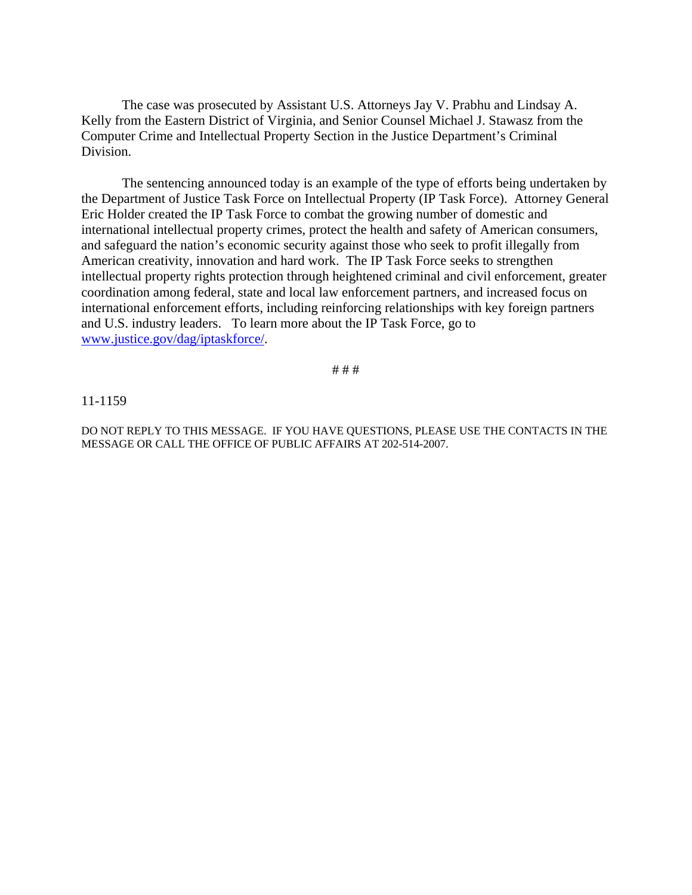The case was prosecuted by Assistant U.S. Attorneys Jay V. Prabhu and Lindsay A. Kelly from the Eastern District of Virginia, and Senior Counsel Michael J. Stawasz from the Computer Crime and Intellectual Property Section in the Justice Department's Criminal Division.

The sentencing announced today is an example of the type of efforts being undertaken by the Department of Justice Task Force on Intellectual Property (IP Task Force). Attorney General Eric Holder created the IP Task Force to combat the growing number of domestic and international intellectual property crimes, protect the health and safety of American consumers, and safeguard the nation's economic security against those who seek to profit illegally from American creativity, innovation and hard work. The IP Task Force seeks to strengthen intellectual property rights protection through heightened criminal and civil enforcement, greater coordination among federal, state and local law enforcement partners, and increased focus on international enforcement efforts, including reinforcing relationships with key foreign partners and U.S. industry leaders. To learn more about the IP Task Force, go to [www.justice.gov/dag/iptaskforce/](www.justice.gov/dag/iptaskforce/).

# # #

11-1159

DO NOT REPLY TO THIS MESSAGE. IF YOU HAVE QUESTIONS, PLEASE USE THE CONTACTS IN THE MESSAGE OR CALL THE OFFICE OF PUBLIC AFFAIRS AT 202-514-2007.